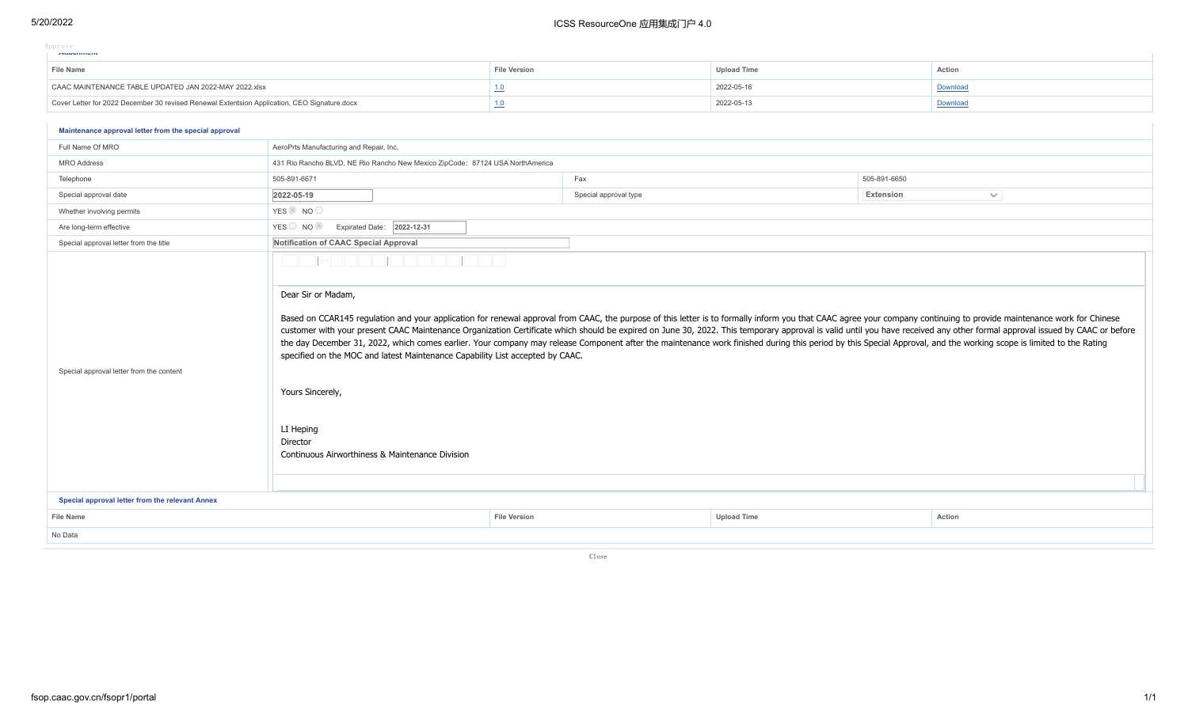Approve

**Attachment**

| File Name | File Version | Upload Time | Action |
|---|---|---|---|
| CAAC MAINTENANCE TABLE UPDATED JAN 2022-MAY 2022.xlsx | 1.0 | 2022-05-16 | Download |
| Cover Letter for 2022 December 30 revised Renewal Extentsion Application, CEO Signature.docx | 1.0 | 2022-05-13 | Download |

**Maintenance approval letter from the special approval**

| | | | |
|---|---|---|---|
| Full Name Of MRO | AeroPrts Manufacturing and Repair, Inc. | | |
| MRO Address | 431 Rio Rancho BLVD, NE Rio Rancho New Mexico ZipCode：87124 USA NorthAmerica | | |
| Telephone | 505-891-6671 | Fax | 505-891-6650 |
| Special approval date | 2022-05-19 | Special approval type | Extension |
| Whether involving permits | YES ◉ NO ○ | | |
| Are long-term effective | YES ○ NO ◉ Expirated Date： 2022-12-31 | | |
| Special approval letter from the title | Notification of CAAC Special Approval | | |

Special approval letter from the content

Dear Sir or Madam,

Based on CCAR145 regulation and your application for renewal approval from CAAC, the purpose of this letter is to formally inform you that CAAC agree your company continuing to provide maintenance work for Chinese customer with your present CAAC Maintenance Organization Certificate which should be expired on June 30, 2022. This temporary approval is valid until you have received any other formal approval issued by CAAC or before the day December 31, 2022, which comes earlier. Your company may release Component after the maintenance work finished during this period by this Special Approval, and the working scope is limited to the Rating specified on the MOC and latest Maintenance Capability List accepted by CAAC.

Yours Sincerely,

LI Heping  
Director  
Continuous Airworthiness & Maintenance Division

**Special approval letter from the relevant Annex**

| File Name | File Version | Upload Time | Action |
|---|---|---|---|
| No Data | | | |

Close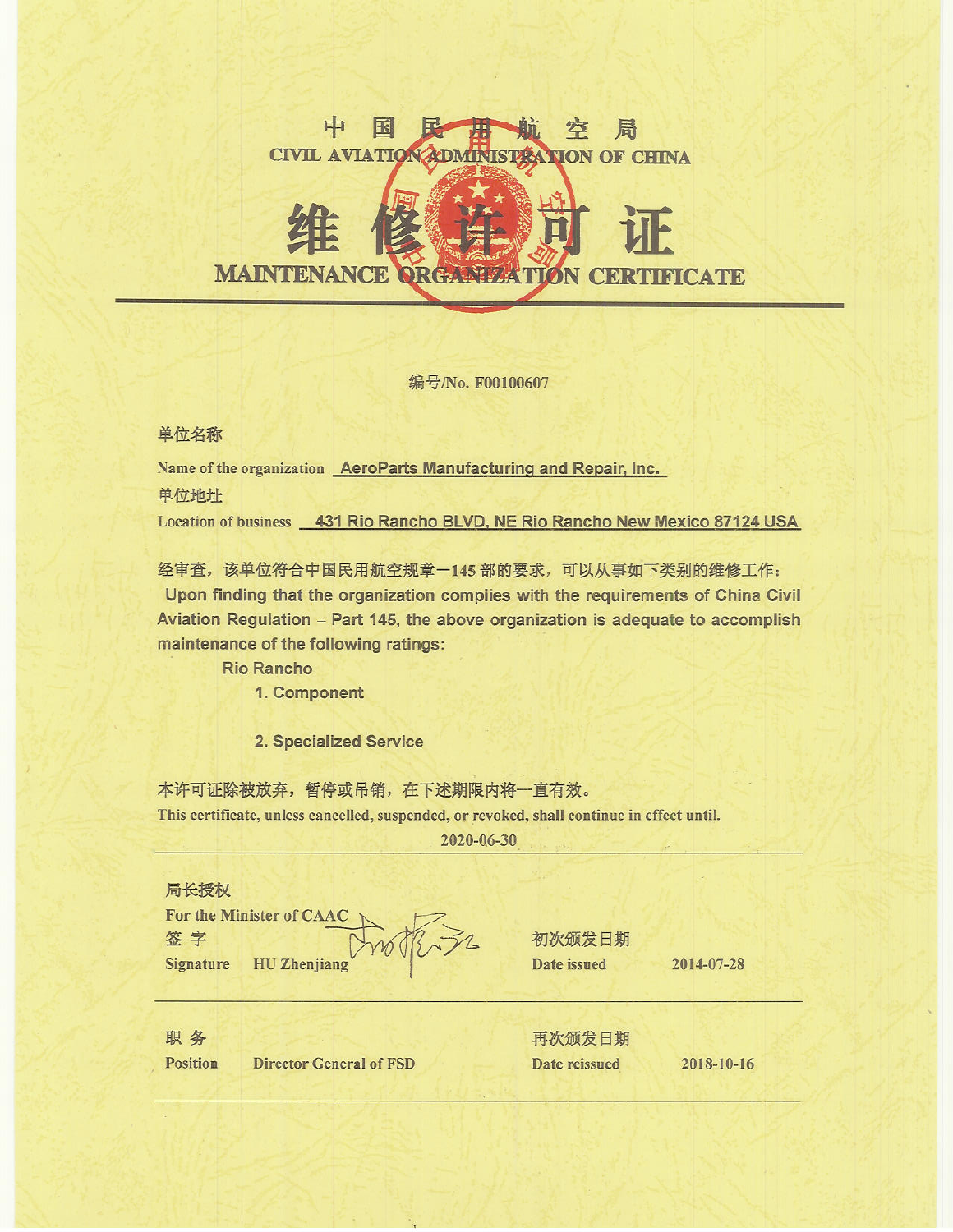# 中 国 民 用 航 空 局

## CIVIL AVIATION ADMINISTRATION OF CHINA

# 维 修 许 可 证

## MAINTENANCE ORGANIZATION CERTIFICATE

编号/No. F00100607

单位名称

Name of the organization AeroParts Manufacturing and Repair, Inc.

单位地址

Location of business 431 Rio Rancho BLVD, NE Rio Rancho New Mexico 87124 USA

经审查，该单位符合中国民用航空规章一145 部的要求，可以从事如下类别的维修工作：

Upon finding that the organization complies with the requirements of China Civil Aviation Regulation – Part 145, the above organization is adequate to accomplish maintenance of the following ratings:

Rio Rancho

1. Component

2. Specialized Service

本许可证除被放弃，暂停或吊销，在下述期限内将一直有效。

This certificate, unless cancelled, suspended, or revoked, shall continue in effect until.

2020-06-30

局长授权

For the Minister of CAAC

签 字

Signature HU Zhenjiang

初次颁发日期

Date issued 2014-07-28

职 务

Position Director General of FSD

再次颁发日期

Date reissued 2018-10-16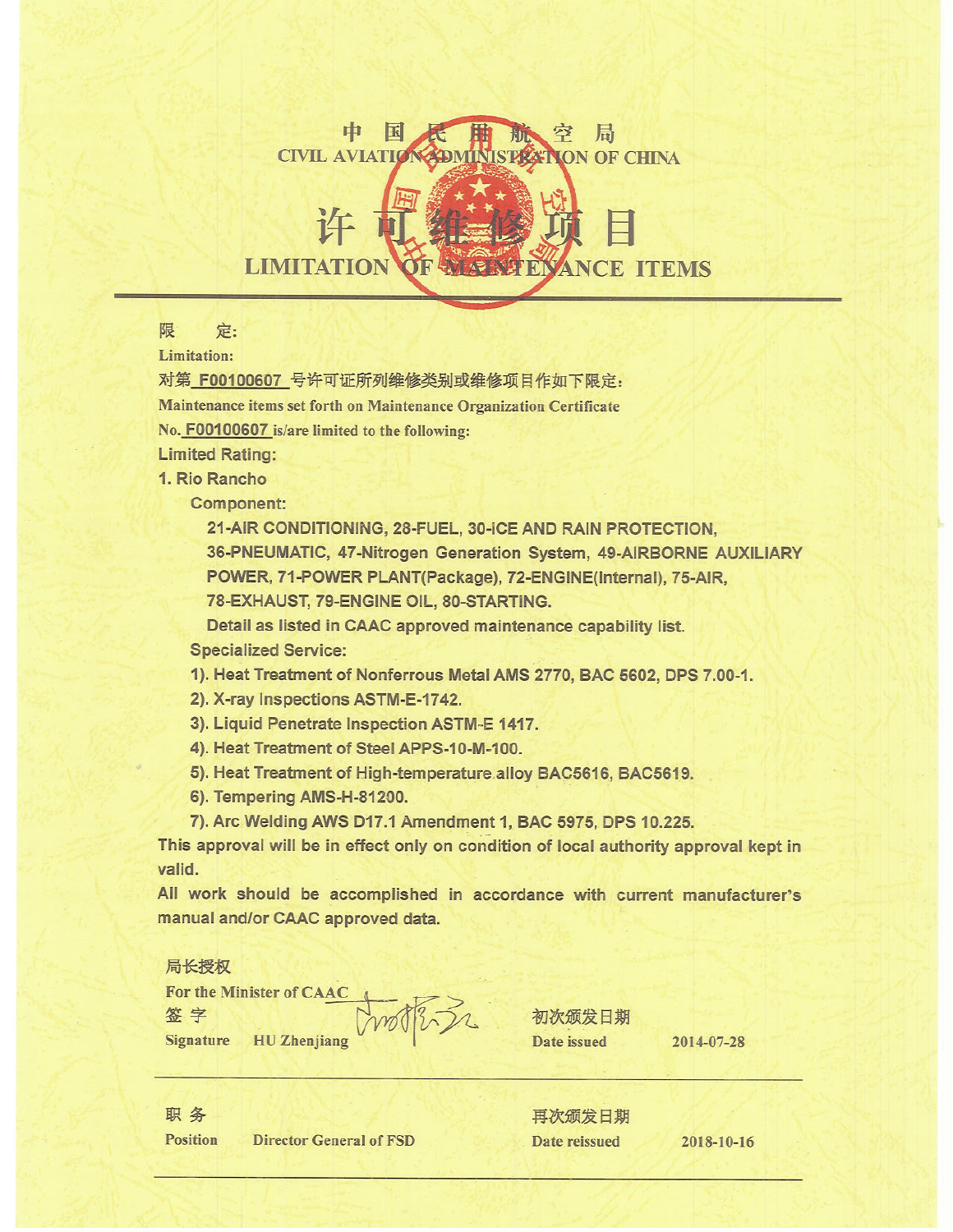# 中 国 民 用 航 空 局
# CIVIL AVIATION ADMINISTRATION OF CHINA

# 许 可 维 修 项 目
# LIMITATION OF MAINTENANCE ITEMS

限　　定:

Limitation:

对第 F00100607 号许可证所列维修类别或维修项目作如下限定:

Maintenance items set forth on Maintenance Organization Certificate No. F00100607 is/are limited to the following:

Limited Rating:

1. Rio Rancho

Component:

21-AIR CONDITIONING, 28-FUEL, 30-ICE AND RAIN PROTECTION, 36-PNEUMATIC, 47-Nitrogen Generation System, 49-AIRBORNE AUXILIARY POWER, 71-POWER PLANT(Package), 72-ENGINE(Internal), 75-AIR, 78-EXHAUST, 79-ENGINE OIL, 80-STARTING.

Detail as listed in CAAC approved maintenance capability list.

Specialized Service:

1). Heat Treatment of Nonferrous Metal AMS 2770, BAC 5602, DPS 7.00-1.

2). X-ray Inspections ASTM-E-1742.

3). Liquid Penetrate Inspection ASTM-E 1417.

4). Heat Treatment of Steel APPS-10-M-100.

5). Heat Treatment of High-temperature alloy BAC5616, BAC5619.

6). Tempering AMS-H-81200.

7). Arc Welding AWS D17.1 Amendment 1, BAC 5975, DPS 10.225.

This approval will be in effect only on condition of local authority approval kept in valid.

All work should be accomplished in accordance with current manufacturer's manual and/or CAAC approved data.

| | | | |
|---|---|---|---|
| 局长授权 For the Minister of CAAC 签 字 Signature | HU Zhenjiang | 初次颁发日期 Date issued | 2014-07-28 |
| 职 务 Position | Director General of FSD | 再次颁发日期 Date reissued | 2018-10-16 |